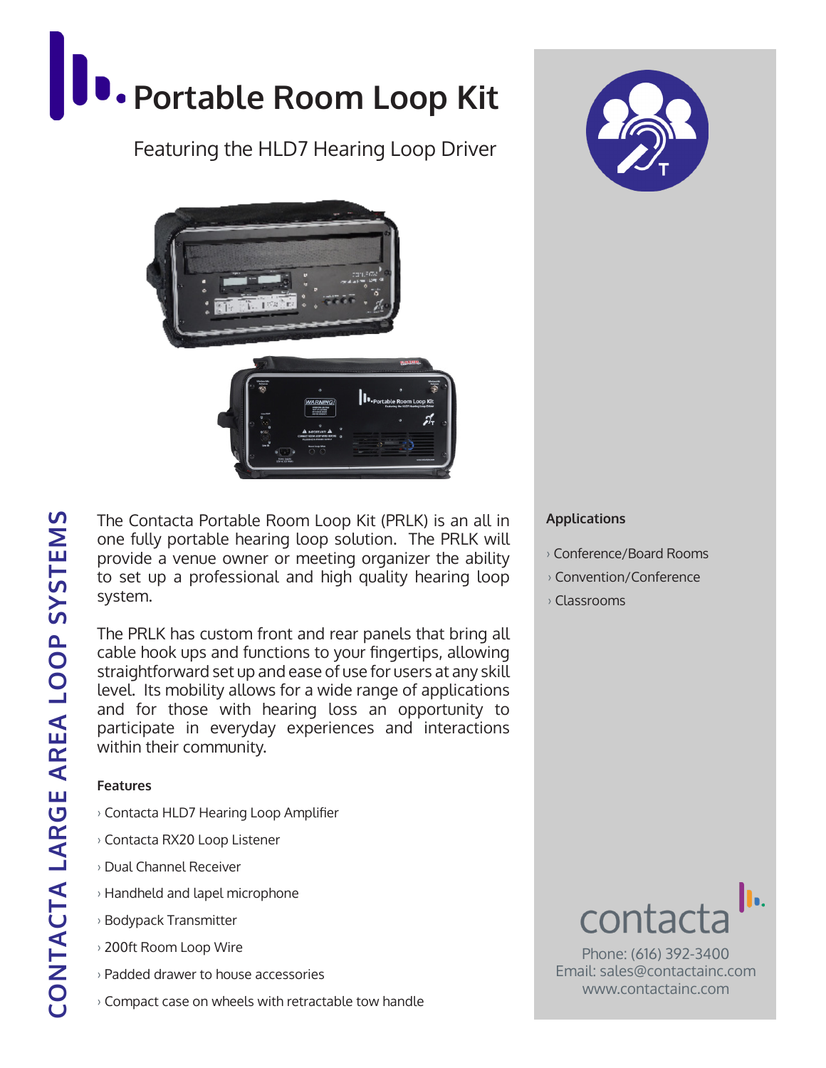# Portable Room Loop Kit

Featuring the HLD7 Hearing Loop Driver

CONTACTA LARGE AREA LOOP SYSTEMS

The Contacta Portable Room Loop Kit (PRLK) is an all in one fully portable hearing loop solution. The PRLK will provide a venue owner or meeting organizer the ability to set up a professional and high quality hearing loop system.

The PRLK has custom front and rear panels that bring all cable hook ups and functions to your fingertips, allowing straightforward set up and ease of use for users at any skill level. Its mobility allows for a wide range of applications and for those with hearing loss an opportunity to participate in everyday experiences and interactions within their community.

### Features

- Contacta HLD7 Hearing Loop Amplifier
- Contacta RX20 Loop Listener
- Dual Channel Receiver
- Handheld and lapel microphone
- Bodypack Transmitter
- 200ft Room Loop Wire
- Padded drawer to house accessories
- Compact case on wheels with retractable tow handle

### Applications

- Conference/Board Rooms
- Convention/Conference
- Classrooms

contacta

Phone: (616) 392-3400
Email: sales@contactainc.com
www.contactainc.com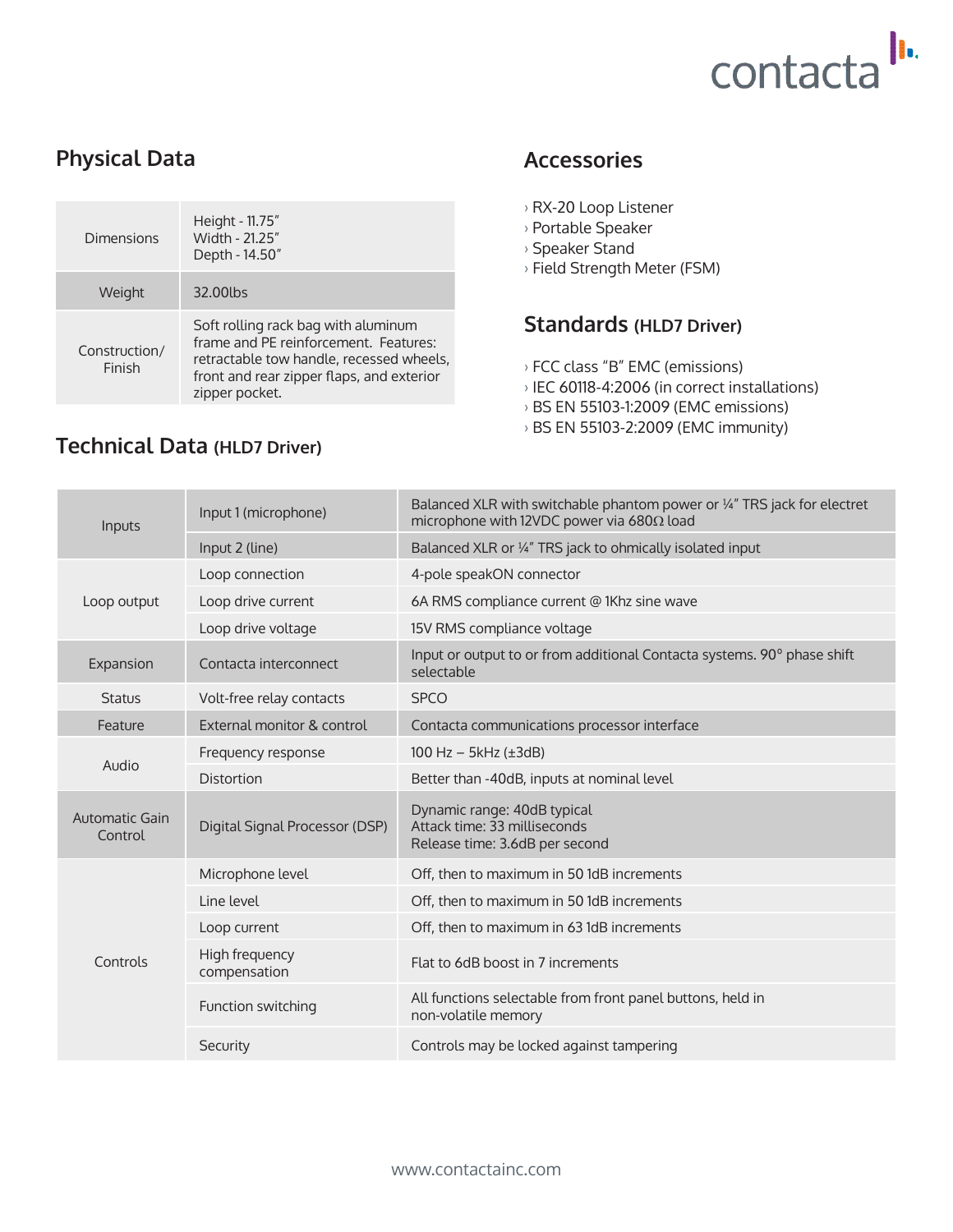## Physical Data

| | |
|---|---|
| Dimensions | Height - 11.75″<br>Width - 21.25″<br>Depth - 14.50″ |
| Weight | 32.00lbs |
| Construction/ Finish | Soft rolling rack bag with aluminum frame and PE reinforcement. Features: retractable tow handle, recessed wheels, front and rear zipper flaps, and exterior zipper pocket. |

## Accessories

› RX-20 Loop Listener
› Portable Speaker
› Speaker Stand
› Field Strength Meter (FSM)

## Standards (HLD7 Driver)

› FCC class "B" EMC (emissions)
› IEC 60118-4:2006 (in correct installations)
› BS EN 55103-1:2009 (EMC emissions)
› BS EN 55103-2:2009 (EMC immunity)

## Technical Data (HLD7 Driver)

| | | |
|---|---|---|
| Inputs | Input 1 (microphone) | Balanced XLR with switchable phantom power or ¼" TRS jack for electret microphone with 12VDC power via 680Ω load |
| | Input 2 (line) | Balanced XLR or ¼" TRS jack to ohmically isolated input |
| Loop output | Loop connection | 4-pole speakON connector |
| | Loop drive current | 6A RMS compliance current @ 1Khz sine wave |
| | Loop drive voltage | 15V RMS compliance voltage |
| Expansion | Contacta interconnect | Input or output to or from additional Contacta systems. 90° phase shift selectable |
| Status | Volt-free relay contacts | SPCO |
| Feature | External monitor & control | Contacta communications processor interface |
| Audio | Frequency response | 100 Hz – 5kHz (±3dB) |
| | Distortion | Better than -40dB, inputs at nominal level |
| Automatic Gain Control | Digital Signal Processor (DSP) | Dynamic range: 40dB typical<br>Attack time: 33 milliseconds<br>Release time: 3.6dB per second |
| Controls | Microphone level | Off, then to maximum in 50 1dB increments |
| | Line level | Off, then to maximum in 50 1dB increments |
| | Loop current | Off, then to maximum in 63 1dB increments |
| | High frequency compensation | Flat to 6dB boost in 7 increments |
| | Function switching | All functions selectable from front panel buttons, held in non-volatile memory |
| | Security | Controls may be locked against tampering |

www.contactainc.com